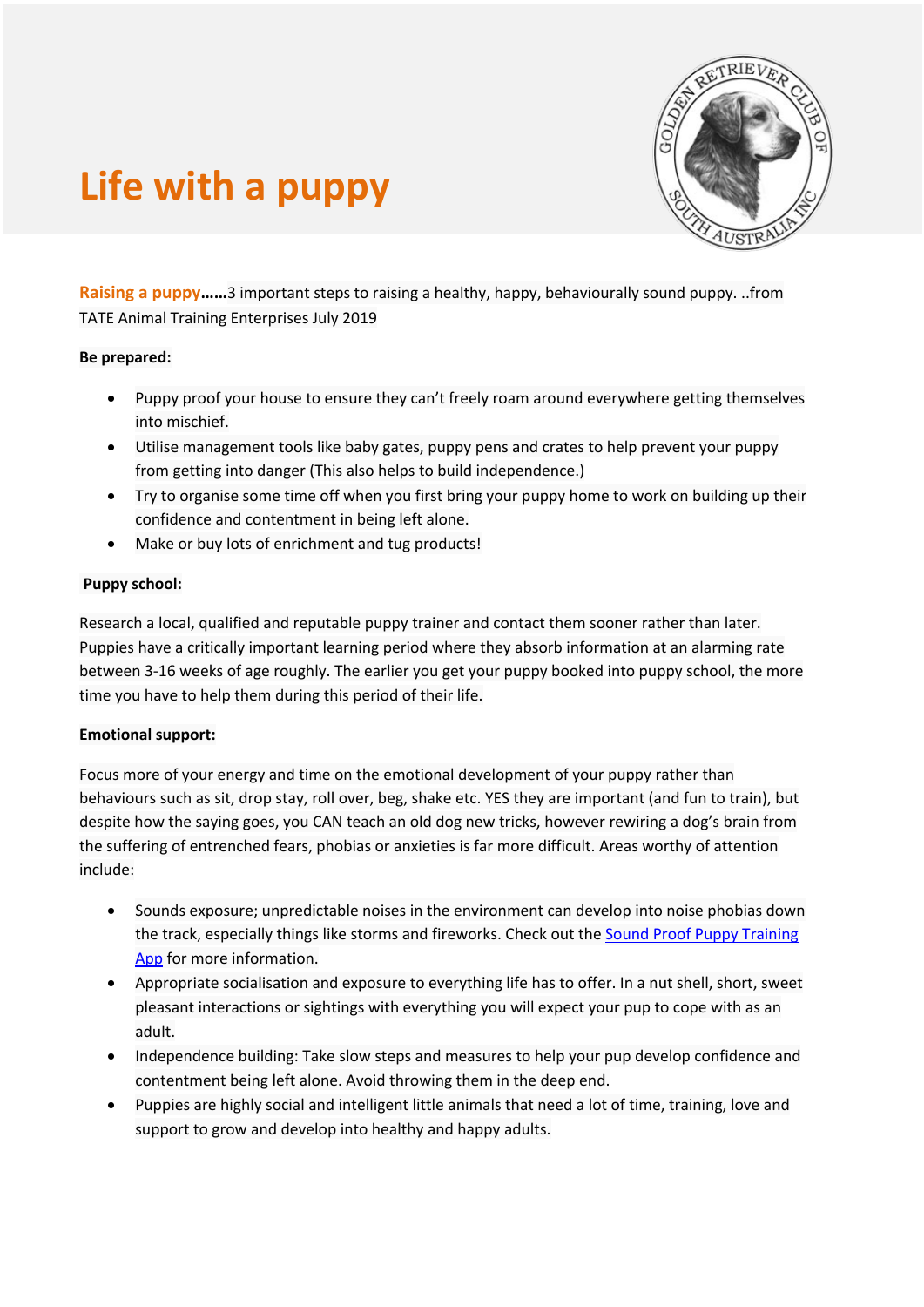# Life with a puppy

**Raising a puppy……**3 important steps to raising a healthy, happy, behaviourally sound puppy. ..from TATE Animal Training Enterprises July 2019

**Be prepared:**

- Puppy proof your house to ensure they can't freely roam around everywhere getting themselves into mischief.
- Utilise management tools like baby gates, puppy pens and crates to help prevent your puppy from getting into danger (This also helps to build independence.)
- Try to organise some time off when you first bring your puppy home to work on building up their confidence and contentment in being left alone.
- Make or buy lots of enrichment and tug products!

**Puppy school:**

Research a local, qualified and reputable puppy trainer and contact them sooner rather than later. Puppies have a critically important learning period where they absorb information at an alarming rate between 3-16 weeks of age roughly. The earlier you get your puppy booked into puppy school, the more time you have to help them during this period of their life.

**Emotional support:**

Focus more of your energy and time on the emotional development of your puppy rather than behaviours such as sit, drop stay, roll over, beg, shake etc. YES they are important (and fun to train), but despite how the saying goes, you CAN teach an old dog new tricks, however rewiring a dog's brain from the suffering of entrenched fears, phobias or anxieties is far more difficult. Areas worthy of attention include:

- Sounds exposure; unpredictable noises in the environment can develop into noise phobias down the track, especially things like storms and fireworks. Check out the Sound Proof Puppy Training App for more information.
- Appropriate socialisation and exposure to everything life has to offer. In a nut shell, short, sweet pleasant interactions or sightings with everything you will expect your pup to cope with as an adult.
- Independence building: Take slow steps and measures to help your pup develop confidence and contentment being left alone. Avoid throwing them in the deep end.
- Puppies are highly social and intelligent little animals that need a lot of time, training, love and support to grow and develop into healthy and happy adults.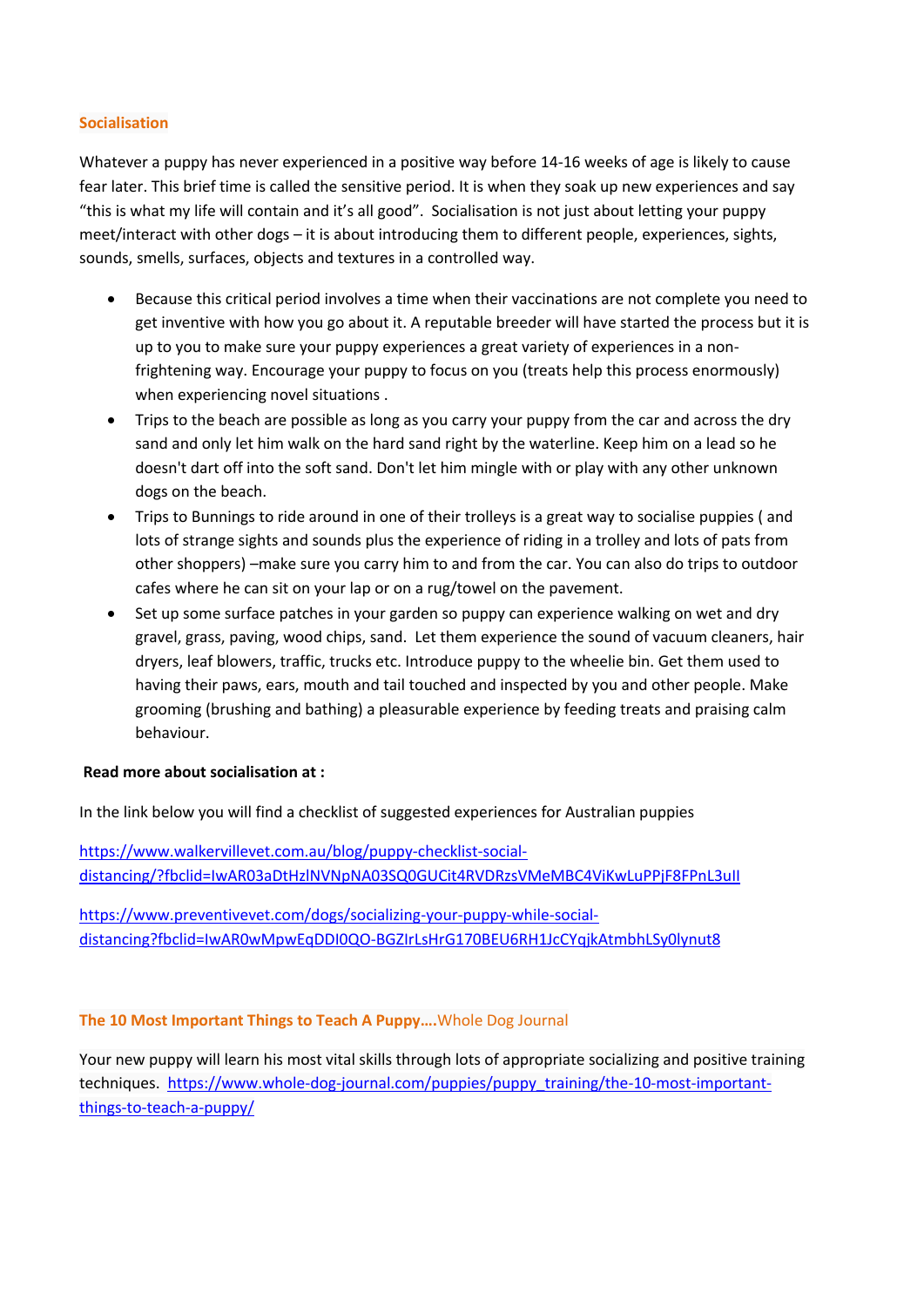## Socialisation

Whatever a puppy has never experienced in a positive way before 14-16 weeks of age is likely to cause fear later. This brief time is called the sensitive period. It is when they soak up new experiences and say "this is what my life will contain and it's all good". Socialisation is not just about letting your puppy meet/interact with other dogs – it is about introducing them to different people, experiences, sights, sounds, smells, surfaces, objects and textures in a controlled way.

- Because this critical period involves a time when their vaccinations are not complete you need to get inventive with how you go about it. A reputable breeder will have started the process but it is up to you to make sure your puppy experiences a great variety of experiences in a non-frightening way. Encourage your puppy to focus on you (treats help this process enormously) when experiencing novel situations .
- Trips to the beach are possible as long as you carry your puppy from the car and across the dry sand and only let him walk on the hard sand right by the waterline. Keep him on a lead so he doesn't dart off into the soft sand. Don't let him mingle with or play with any other unknown dogs on the beach.
- Trips to Bunnings to ride around in one of their trolleys is a great way to socialise puppies ( and lots of strange sights and sounds plus the experience of riding in a trolley and lots of pats from other shoppers) –make sure you carry him to and from the car. You can also do trips to outdoor cafes where he can sit on your lap or on a rug/towel on the pavement.
- Set up some surface patches in your garden so puppy can experience walking on wet and dry gravel, grass, paving, wood chips, sand. Let them experience the sound of vacuum cleaners, hair dryers, leaf blowers, traffic, trucks etc. Introduce puppy to the wheelie bin. Get them used to having their paws, ears, mouth and tail touched and inspected by you and other people. Make grooming (brushing and bathing) a pleasurable experience by feeding treats and praising calm behaviour.

**Read more about socialisation at :**

In the link below you will find a checklist of suggested experiences for Australian puppies

https://www.walkervillevet.com.au/blog/puppy-checklist-social-distancing/?fbclid=IwAR03aDtHzlNVNpNA03SQ0GUCit4RVDRzsVMeMBC4ViKwLuPPjF8FPnL3uII

https://www.preventivevet.com/dogs/socializing-your-puppy-while-social-distancing?fbclid=IwAR0wMpwEqDDI0QO-BGZIrLsHrG170BEU6RH1JcCYqjkAtmbhLSy0lynut8

## The 10 Most Important Things to Teach A Puppy….Whole Dog Journal

Your new puppy will learn his most vital skills through lots of appropriate socializing and positive training techniques. https://www.whole-dog-journal.com/puppies/puppy_training/the-10-most-important-things-to-teach-a-puppy/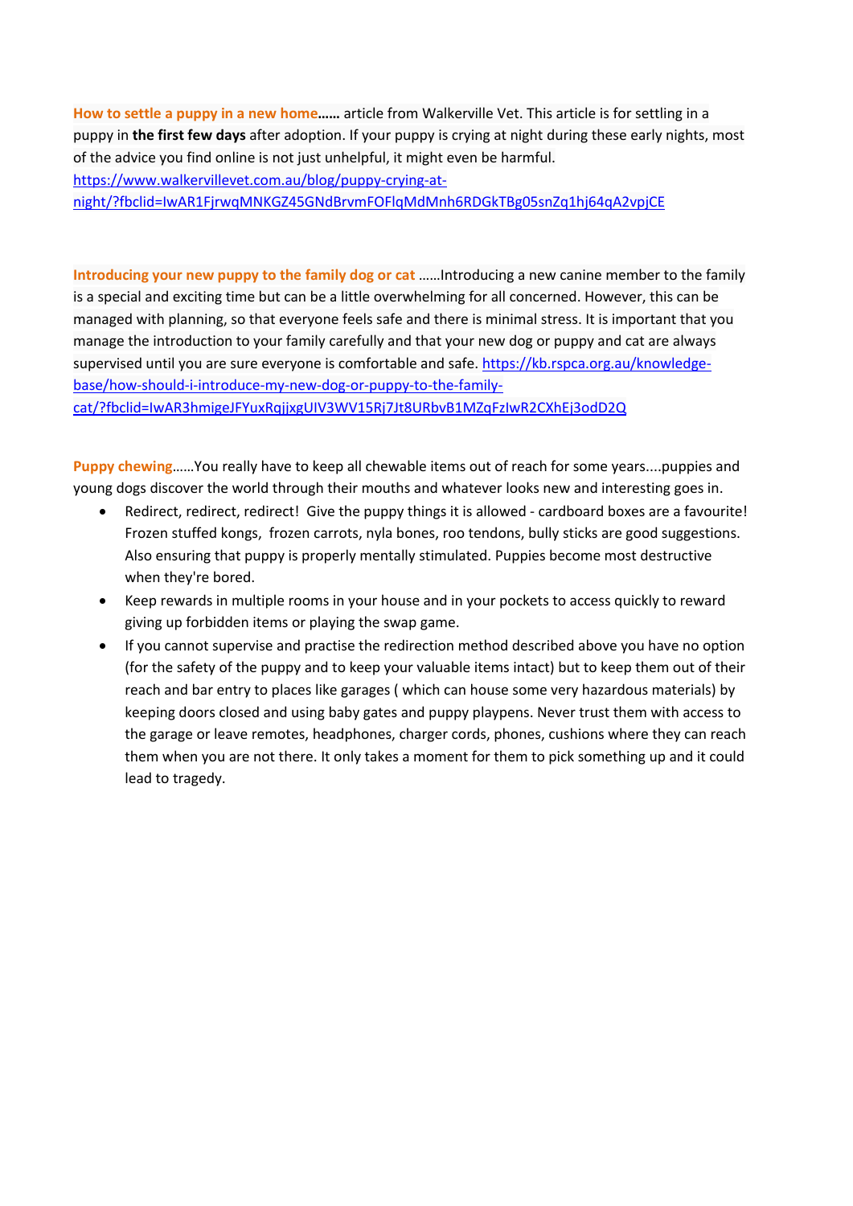**How to settle a puppy in a new home……** article from Walkerville Vet. This article is for settling in a puppy in **the first few days** after adoption. If your puppy is crying at night during these early nights, most of the advice you find online is not just unhelpful, it might even be harmful. https://www.walkervillevet.com.au/blog/puppy-crying-at-night/?fbclid=IwAR1FjrwqMNKGZ45GNdBrvmFOFlqMdMnh6RDGkTBg05snZq1hj64qA2vpjCE

**Introducing your new puppy to the family dog or cat** ……Introducing a new canine member to the family is a special and exciting time but can be a little overwhelming for all concerned. However, this can be managed with planning, so that everyone feels safe and there is minimal stress. It is important that you manage the introduction to your family carefully and that your new dog or puppy and cat are always supervised until you are sure everyone is comfortable and safe. https://kb.rspca.org.au/knowledge-base/how-should-i-introduce-my-new-dog-or-puppy-to-the-family-cat/?fbclid=IwAR3hmigeJFYuxRqjjxgUIV3WV15Rj7Jt8URbvB1MZqFzIwR2CXhEj3odD2Q

**Puppy chewing**……You really have to keep all chewable items out of reach for some years....puppies and young dogs discover the world through their mouths and whatever looks new and interesting goes in.

- Redirect, redirect, redirect! Give the puppy things it is allowed - cardboard boxes are a favourite! Frozen stuffed kongs, frozen carrots, nyla bones, roo tendons, bully sticks are good suggestions. Also ensuring that puppy is properly mentally stimulated. Puppies become most destructive when they're bored.
- Keep rewards in multiple rooms in your house and in your pockets to access quickly to reward giving up forbidden items or playing the swap game.
- If you cannot supervise and practise the redirection method described above you have no option (for the safety of the puppy and to keep your valuable items intact) but to keep them out of their reach and bar entry to places like garages ( which can house some very hazardous materials) by keeping doors closed and using baby gates and puppy playpens. Never trust them with access to the garage or leave remotes, headphones, charger cords, phones, cushions where they can reach them when you are not there. It only takes a moment for them to pick something up and it could lead to tragedy.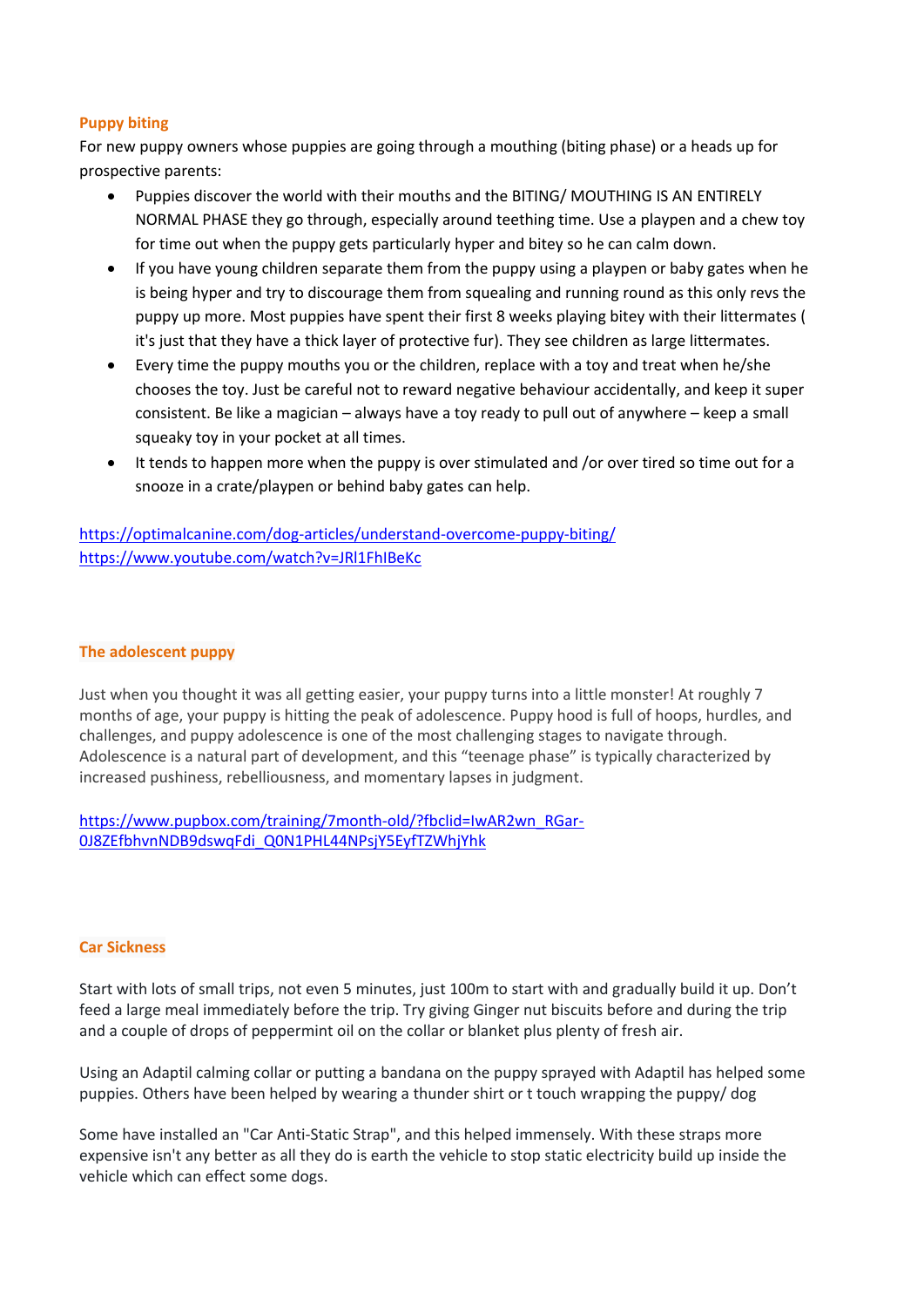## Puppy biting

For new puppy owners whose puppies are going through a mouthing (biting phase) or a heads up for prospective parents:

- Puppies discover the world with their mouths and the BITING/ MOUTHING IS AN ENTIRELY NORMAL PHASE they go through, especially around teething time. Use a playpen and a chew toy for time out when the puppy gets particularly hyper and bitey so he can calm down.
- If you have young children separate them from the puppy using a playpen or baby gates when he is being hyper and try to discourage them from squealing and running round as this only revs the puppy up more. Most puppies have spent their first 8 weeks playing bitey with their littermates ( it's just that they have a thick layer of protective fur). They see children as large littermates.
- Every time the puppy mouths you or the children, replace with a toy and treat when he/she chooses the toy. Just be careful not to reward negative behaviour accidentally, and keep it super consistent. Be like a magician – always have a toy ready to pull out of anywhere – keep a small squeaky toy in your pocket at all times.
- It tends to happen more when the puppy is over stimulated and /or over tired so time out for a snooze in a crate/playpen or behind baby gates can help.

https://optimalcanine.com/dog-articles/understand-overcome-puppy-biting/
https://www.youtube.com/watch?v=JRl1FhIBeKc

## The adolescent puppy

Just when you thought it was all getting easier, your puppy turns into a little monster! At roughly 7 months of age, your puppy is hitting the peak of adolescence. Puppy hood is full of hoops, hurdles, and challenges, and puppy adolescence is one of the most challenging stages to navigate through. Adolescence is a natural part of development, and this "teenage phase" is typically characterized by increased pushiness, rebelliousness, and momentary lapses in judgment.

https://www.pupbox.com/training/7month-old/?fbclid=IwAR2wn_RGar-0J8ZEfbhvnNDB9dswqFdi_Q0N1PHL44NPsjY5EyfTZWhjYhk

## Car Sickness

Start with lots of small trips, not even 5 minutes, just 100m to start with and gradually build it up. Don't feed a large meal immediately before the trip. Try giving Ginger nut biscuits before and during the trip and a couple of drops of peppermint oil on the collar or blanket plus plenty of fresh air.

Using an Adaptil calming collar or putting a bandana on the puppy sprayed with Adaptil has helped some puppies. Others have been helped by wearing a thunder shirt or t touch wrapping the puppy/ dog

Some have installed an "Car Anti-Static Strap", and this helped immensely. With these straps more expensive isn't any better as all they do is earth the vehicle to stop static electricity build up inside the vehicle which can effect some dogs.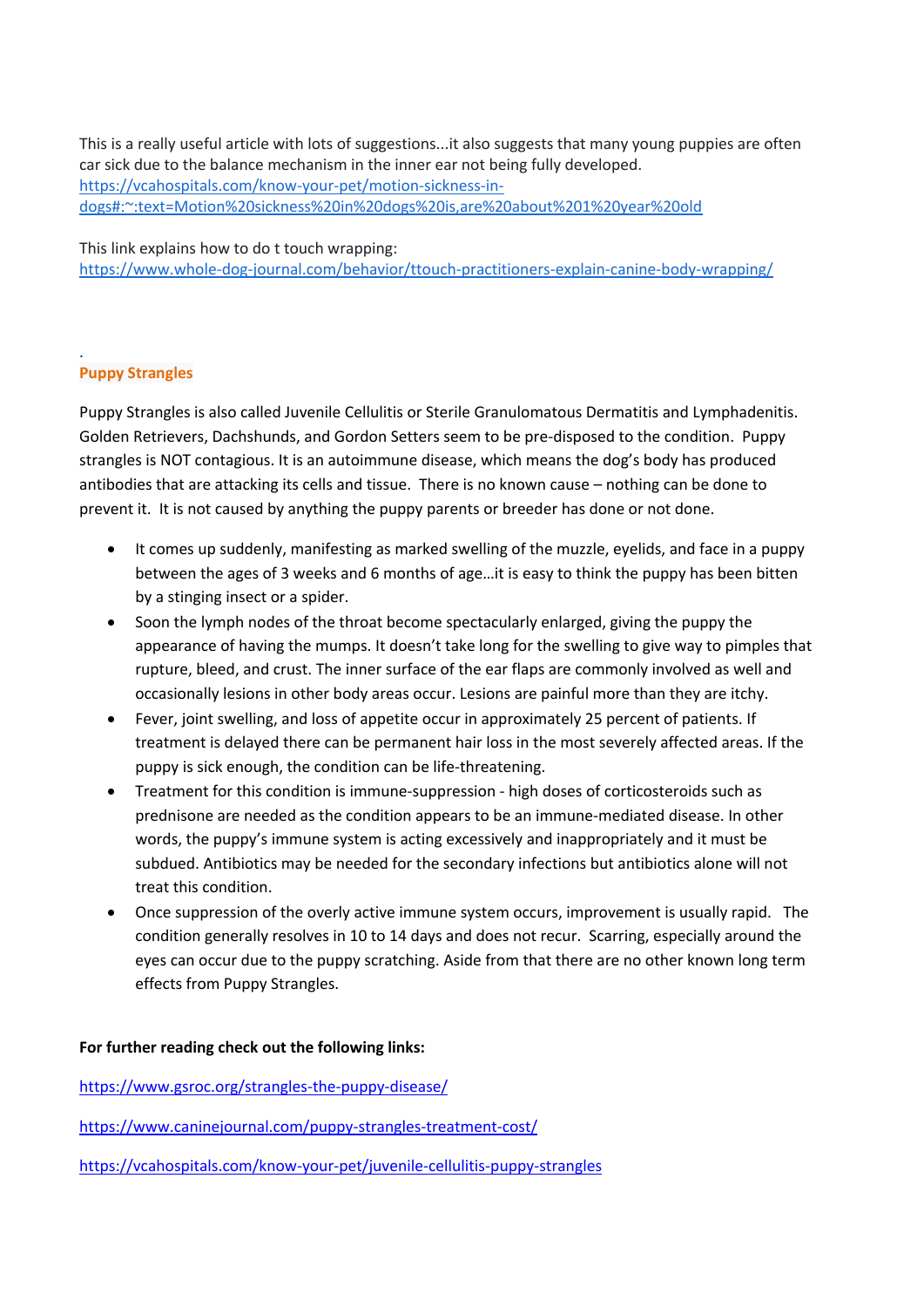This is a really useful article with lots of suggestions...it also suggests that many young puppies are often car sick due to the balance mechanism in the inner ear not being fully developed.
https://vcahospitals.com/know-your-pet/motion-sickness-in-dogs#:~:text=Motion%20sickness%20in%20dogs%20is,are%20about%201%20year%20old

This link explains how to do t touch wrapping:
https://www.whole-dog-journal.com/behavior/ttouch-practitioners-explain-canine-body-wrapping/

.

## Puppy Strangles

Puppy Strangles is also called Juvenile Cellulitis or Sterile Granulomatous Dermatitis and Lymphadenitis. Golden Retrievers, Dachshunds, and Gordon Setters seem to be pre-disposed to the condition. Puppy strangles is NOT contagious. It is an autoimmune disease, which means the dog's body has produced antibodies that are attacking its cells and tissue. There is no known cause – nothing can be done to prevent it. It is not caused by anything the puppy parents or breeder has done or not done.

- It comes up suddenly, manifesting as marked swelling of the muzzle, eyelids, and face in a puppy between the ages of 3 weeks and 6 months of age…it is easy to think the puppy has been bitten by a stinging insect or a spider.
- Soon the lymph nodes of the throat become spectacularly enlarged, giving the puppy the appearance of having the mumps. It doesn't take long for the swelling to give way to pimples that rupture, bleed, and crust. The inner surface of the ear flaps are commonly involved as well and occasionally lesions in other body areas occur. Lesions are painful more than they are itchy.
- Fever, joint swelling, and loss of appetite occur in approximately 25 percent of patients. If treatment is delayed there can be permanent hair loss in the most severely affected areas. If the puppy is sick enough, the condition can be life-threatening.
- Treatment for this condition is immune-suppression - high doses of corticosteroids such as prednisone are needed as the condition appears to be an immune-mediated disease. In other words, the puppy's immune system is acting excessively and inappropriately and it must be subdued. Antibiotics may be needed for the secondary infections but antibiotics alone will not treat this condition.
- Once suppression of the overly active immune system occurs, improvement is usually rapid. The condition generally resolves in 10 to 14 days and does not recur. Scarring, especially around the eyes can occur due to the puppy scratching. Aside from that there are no other known long term effects from Puppy Strangles.

**For further reading check out the following links:**

https://www.gsroc.org/strangles-the-puppy-disease/

https://www.caninejournal.com/puppy-strangles-treatment-cost/

https://vcahospitals.com/know-your-pet/juvenile-cellulitis-puppy-strangles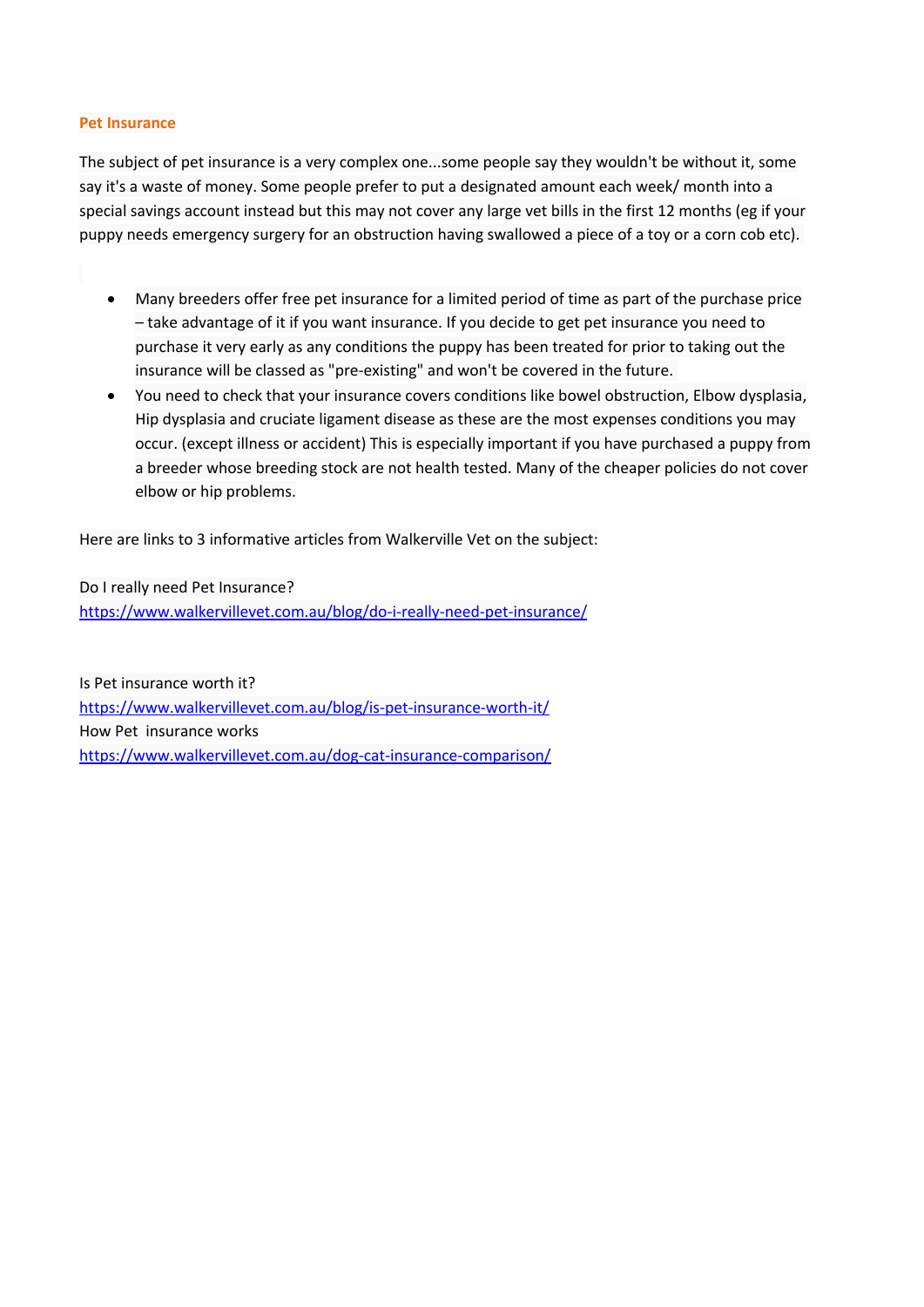## Pet Insurance

The subject of pet insurance is a very complex one...some people say they wouldn't be without it, some say it's a waste of money. Some people prefer to put a designated amount each week/ month into a special savings account instead but this may not cover any large vet bills in the first 12 months (eg if your puppy needs emergency surgery for an obstruction having swallowed a piece of a toy or a corn cob etc).

- Many breeders offer free pet insurance for a limited period of time as part of the purchase price – take advantage of it if you want insurance. If you decide to get pet insurance you need to purchase it very early as any conditions the puppy has been treated for prior to taking out the insurance will be classed as "pre-existing" and won't be covered in the future.
- You need to check that your insurance covers conditions like bowel obstruction, Elbow dysplasia, Hip dysplasia and cruciate ligament disease as these are the most expenses conditions you may occur. (except illness or accident) This is especially important if you have purchased a puppy from a breeder whose breeding stock are not health tested. Many of the cheaper policies do not cover elbow or hip problems.

Here are links to 3 informative articles from Walkerville Vet on the subject:

Do I really need Pet Insurance?
[https://www.walkervillevet.com.au/blog/do-i-really-need-pet-insurance/](https://www.walkervillevet.com.au/blog/do-i-really-need-pet-insurance/)

Is Pet insurance worth it?
[https://www.walkervillevet.com.au/blog/is-pet-insurance-worth-it/](https://www.walkervillevet.com.au/blog/is-pet-insurance-worth-it/)
How Pet insurance works
[https://www.walkervillevet.com.au/dog-cat-insurance-comparison/](https://www.walkervillevet.com.au/dog-cat-insurance-comparison/)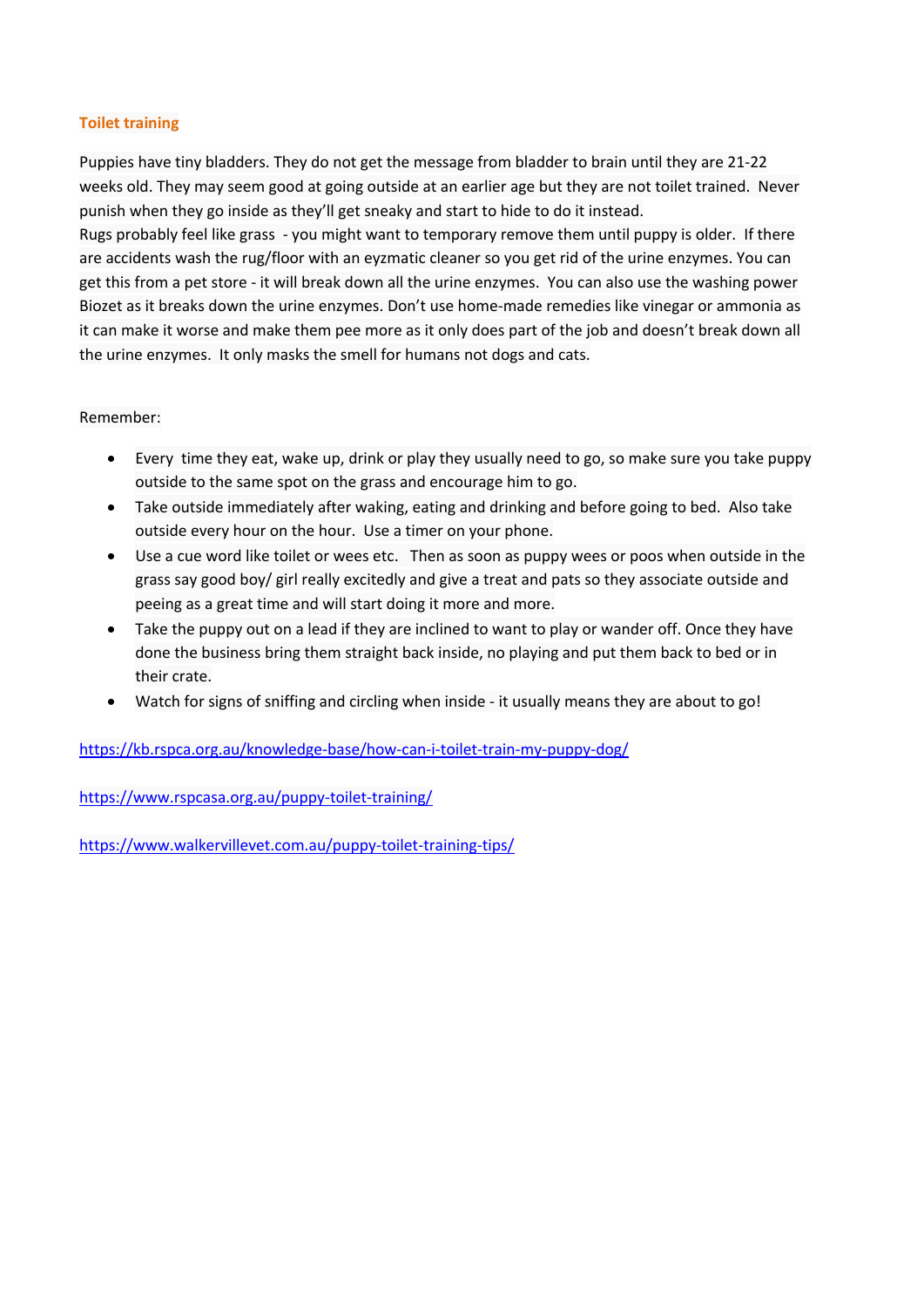## Toilet training

Puppies have tiny bladders. They do not get the message from bladder to brain until they are 21-22 weeks old. They may seem good at going outside at an earlier age but they are not toilet trained. Never punish when they go inside as they'll get sneaky and start to hide to do it instead.
Rugs probably feel like grass - you might want to temporary remove them until puppy is older. If there are accidents wash the rug/floor with an eyzmatic cleaner so you get rid of the urine enzymes. You can get this from a pet store - it will break down all the urine enzymes. You can also use the washing power Biozet as it breaks down the urine enzymes. Don't use home-made remedies like vinegar or ammonia as it can make it worse and make them pee more as it only does part of the job and doesn't break down all the urine enzymes. It only masks the smell for humans not dogs and cats.

Remember:

- Every time they eat, wake up, drink or play they usually need to go, so make sure you take puppy outside to the same spot on the grass and encourage him to go.
- Take outside immediately after waking, eating and drinking and before going to bed. Also take outside every hour on the hour. Use a timer on your phone.
- Use a cue word like toilet or wees etc. Then as soon as puppy wees or poos when outside in the grass say good boy/ girl really excitedly and give a treat and pats so they associate outside and peeing as a great time and will start doing it more and more.
- Take the puppy out on a lead if they are inclined to want to play or wander off. Once they have done the business bring them straight back inside, no playing and put them back to bed or in their crate.
- Watch for signs of sniffing and circling when inside - it usually means they are about to go!

https://kb.rspca.org.au/knowledge-base/how-can-i-toilet-train-my-puppy-dog/

https://www.rspcasa.org.au/puppy-toilet-training/

https://www.walkervillevet.com.au/puppy-toilet-training-tips/